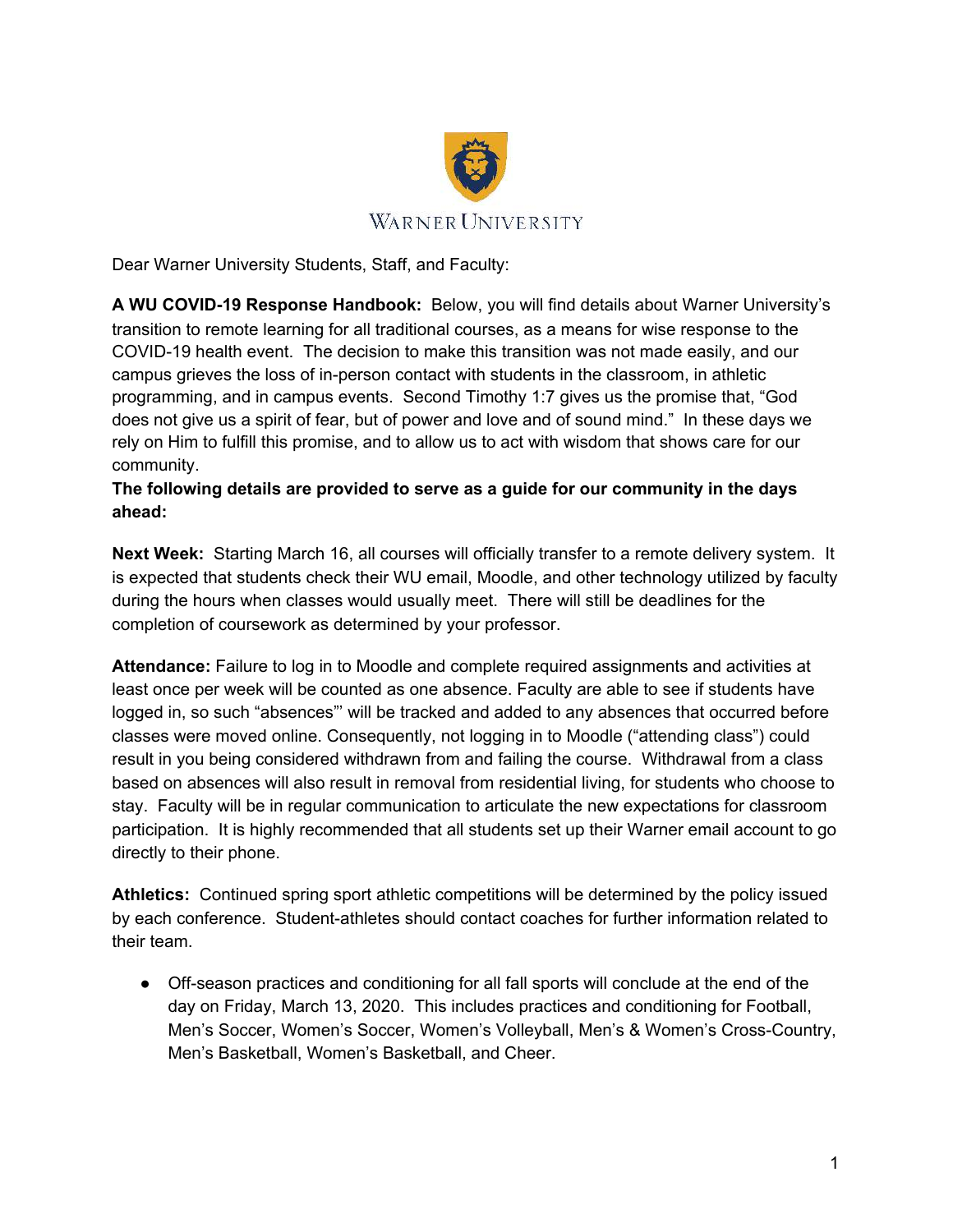Warner University

Dear Warner University Students, Staff, and Faculty:

**A WU COVID-19 Response Handbook:** Below, you will find details about Warner University's transition to remote learning for all traditional courses, as a means for wise response to the COVID-19 health event. The decision to make this transition was not made easily, and our campus grieves the loss of in-person contact with students in the classroom, in athletic programming, and in campus events. Second Timothy 1:7 gives us the promise that, "God does not give us a spirit of fear, but of power and love and of sound mind." In these days we rely on Him to fulfill this promise, and to allow us to act with wisdom that shows care for our community.

**The following details are provided to serve as a guide for our community in the days ahead:**

**Next Week:** Starting March 16, all courses will officially transfer to a remote delivery system. It is expected that students check their WU email, Moodle, and other technology utilized by faculty during the hours when classes would usually meet. There will still be deadlines for the completion of coursework as determined by your professor.

**Attendance:** Failure to log in to Moodle and complete required assignments and activities at least once per week will be counted as one absence. Faculty are able to see if students have logged in, so such "absences"' will be tracked and added to any absences that occurred before classes were moved online. Consequently, not logging in to Moodle ("attending class") could result in you being considered withdrawn from and failing the course. Withdrawal from a class based on absences will also result in removal from residential living, for students who choose to stay. Faculty will be in regular communication to articulate the new expectations for classroom participation. It is highly recommended that all students set up their Warner email account to go directly to their phone.

**Athletics:** Continued spring sport athletic competitions will be determined by the policy issued by each conference. Student-athletes should contact coaches for further information related to their team.

- Off-season practices and conditioning for all fall sports will conclude at the end of the day on Friday, March 13, 2020. This includes practices and conditioning for Football, Men's Soccer, Women's Soccer, Women's Volleyball, Men's & Women's Cross-Country, Men's Basketball, Women's Basketball, and Cheer.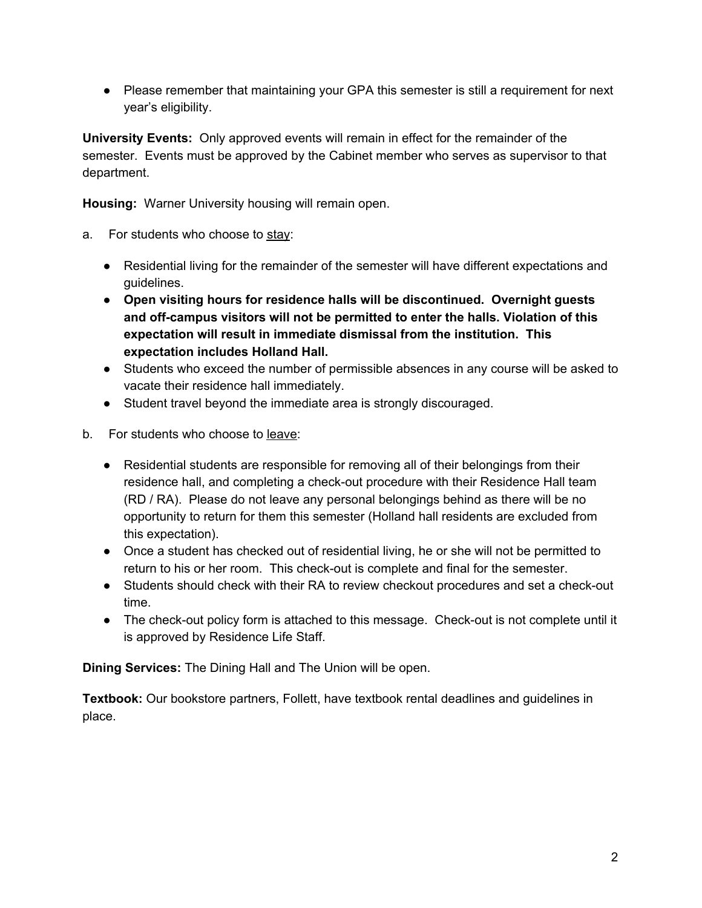- Please remember that maintaining your GPA this semester is still a requirement for next year's eligibility.

**University Events:** Only approved events will remain in effect for the remainder of the semester. Events must be approved by the Cabinet member who serves as supervisor to that department.

**Housing:** Warner University housing will remain open.

a. For students who choose to stay:

- Residential living for the remainder of the semester will have different expectations and guidelines.
- **Open visiting hours for residence halls will be discontinued. Overnight guests and off-campus visitors will not be permitted to enter the halls. Violation of this expectation will result in immediate dismissal from the institution. This expectation includes Holland Hall.**
- Students who exceed the number of permissible absences in any course will be asked to vacate their residence hall immediately.
- Student travel beyond the immediate area is strongly discouraged.

b. For students who choose to leave:

- Residential students are responsible for removing all of their belongings from their residence hall, and completing a check-out procedure with their Residence Hall team (RD / RA). Please do not leave any personal belongings behind as there will be no opportunity to return for them this semester (Holland hall residents are excluded from this expectation).
- Once a student has checked out of residential living, he or she will not be permitted to return to his or her room. This check-out is complete and final for the semester.
- Students should check with their RA to review checkout procedures and set a check-out time.
- The check-out policy form is attached to this message. Check-out is not complete until it is approved by Residence Life Staff.

**Dining Services:** The Dining Hall and The Union will be open.

**Textbook:** Our bookstore partners, Follett, have textbook rental deadlines and guidelines in place.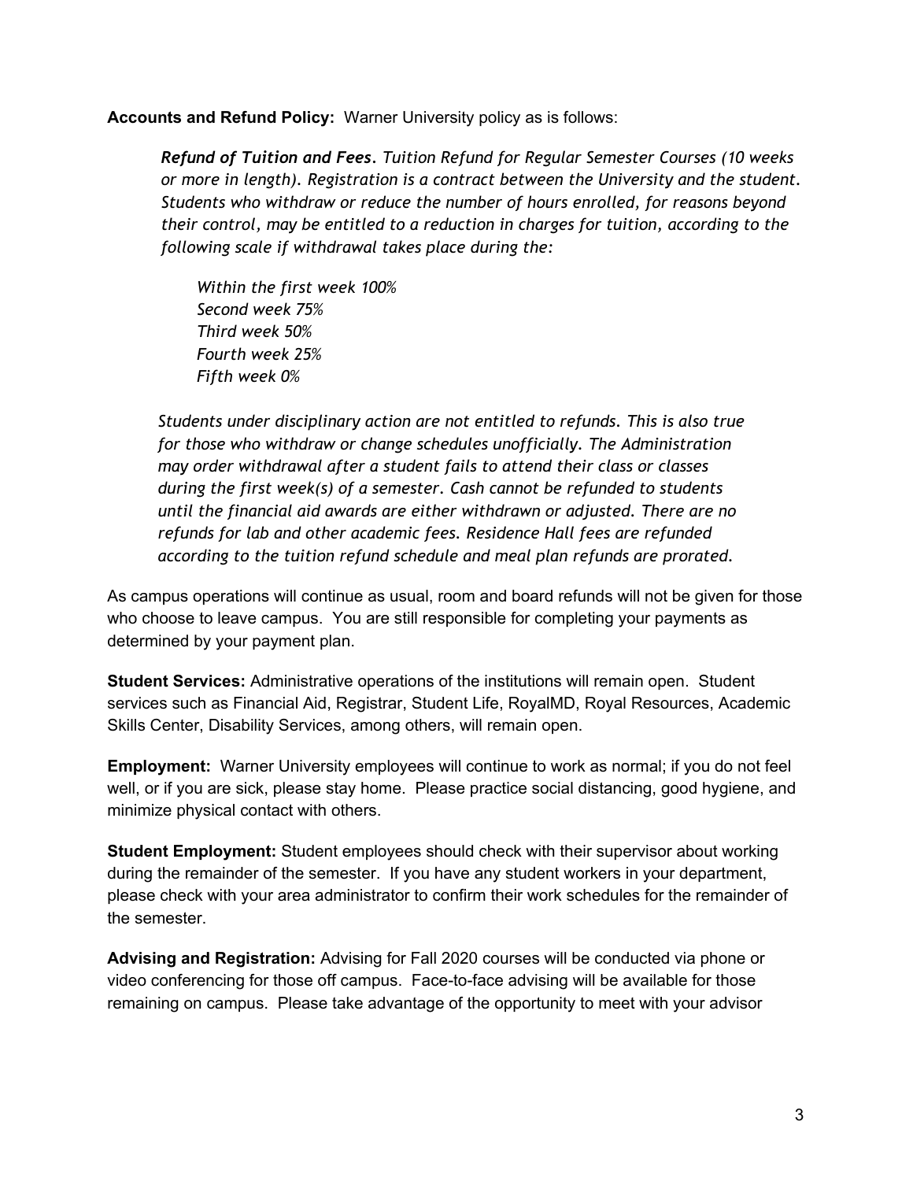**Accounts and Refund Policy:** Warner University policy as is follows:

> ***Refund of Tuition and Fees.*** *Tuition Refund for Regular Semester Courses (10 weeks or more in length). Registration is a contract between the University and the student. Students who withdraw or reduce the number of hours enrolled, for reasons beyond their control, may be entitled to a reduction in charges for tuition, according to the following scale if withdrawal takes place during the:*
>
> *Within the first week 100%*
> *Second week 75%*
> *Third week 50%*
> *Fourth week 25%*
> *Fifth week 0%*
>
> *Students under disciplinary action are not entitled to refunds. This is also true for those who withdraw or change schedules unofficially. The Administration may order withdrawal after a student fails to attend their class or classes during the first week(s) of a semester. Cash cannot be refunded to students until the financial aid awards are either withdrawn or adjusted. There are no refunds for lab and other academic fees. Residence Hall fees are refunded according to the tuition refund schedule and meal plan refunds are prorated.*

As campus operations will continue as usual, room and board refunds will not be given for those who choose to leave campus. You are still responsible for completing your payments as determined by your payment plan.

**Student Services:** Administrative operations of the institutions will remain open. Student services such as Financial Aid, Registrar, Student Life, RoyalMD, Royal Resources, Academic Skills Center, Disability Services, among others, will remain open.

**Employment:** Warner University employees will continue to work as normal; if you do not feel well, or if you are sick, please stay home. Please practice social distancing, good hygiene, and minimize physical contact with others.

**Student Employment:** Student employees should check with their supervisor about working during the remainder of the semester. If you have any student workers in your department, please check with your area administrator to confirm their work schedules for the remainder of the semester.

**Advising and Registration:** Advising for Fall 2020 courses will be conducted via phone or video conferencing for those off campus. Face-to-face advising will be available for those remaining on campus. Please take advantage of the opportunity to meet with your advisor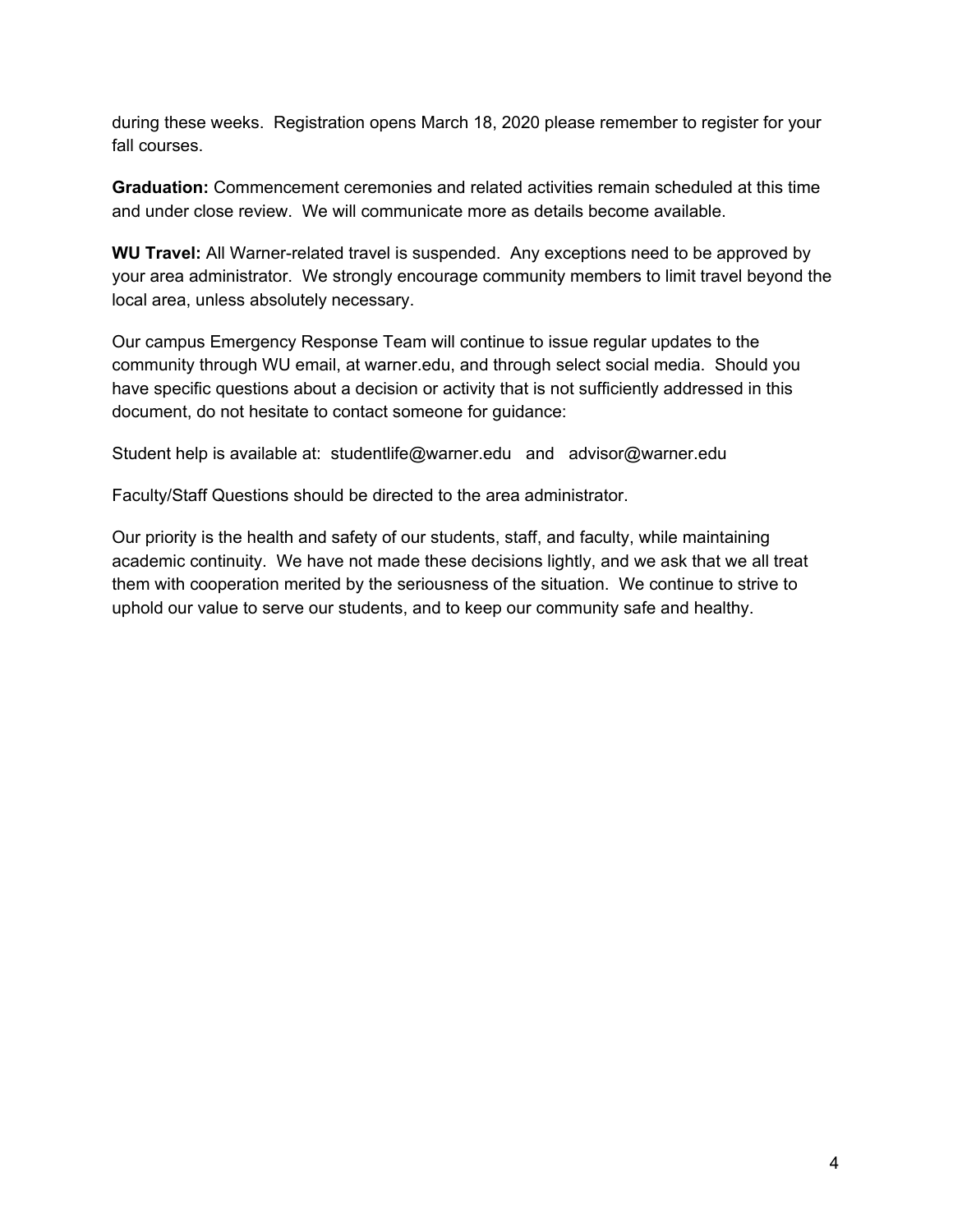during these weeks.  Registration opens March 18, 2020 please remember to register for your fall courses.

**Graduation:** Commencement ceremonies and related activities remain scheduled at this time and under close review.  We will communicate more as details become available.

**WU Travel:** All Warner-related travel is suspended.  Any exceptions need to be approved by your area administrator.  We strongly encourage community members to limit travel beyond the local area, unless absolutely necessary.

Our campus Emergency Response Team will continue to issue regular updates to the community through WU email, at warner.edu, and through select social media.  Should you have specific questions about a decision or activity that is not sufficiently addressed in this document, do not hesitate to contact someone for guidance:

Student help is available at:  studentlife@warner.edu   and   advisor@warner.edu

Faculty/Staff Questions should be directed to the area administrator.

Our priority is the health and safety of our students, staff, and faculty, while maintaining academic continuity.  We have not made these decisions lightly, and we ask that we all treat them with cooperation merited by the seriousness of the situation.  We continue to strive to uphold our value to serve our students, and to keep our community safe and healthy.